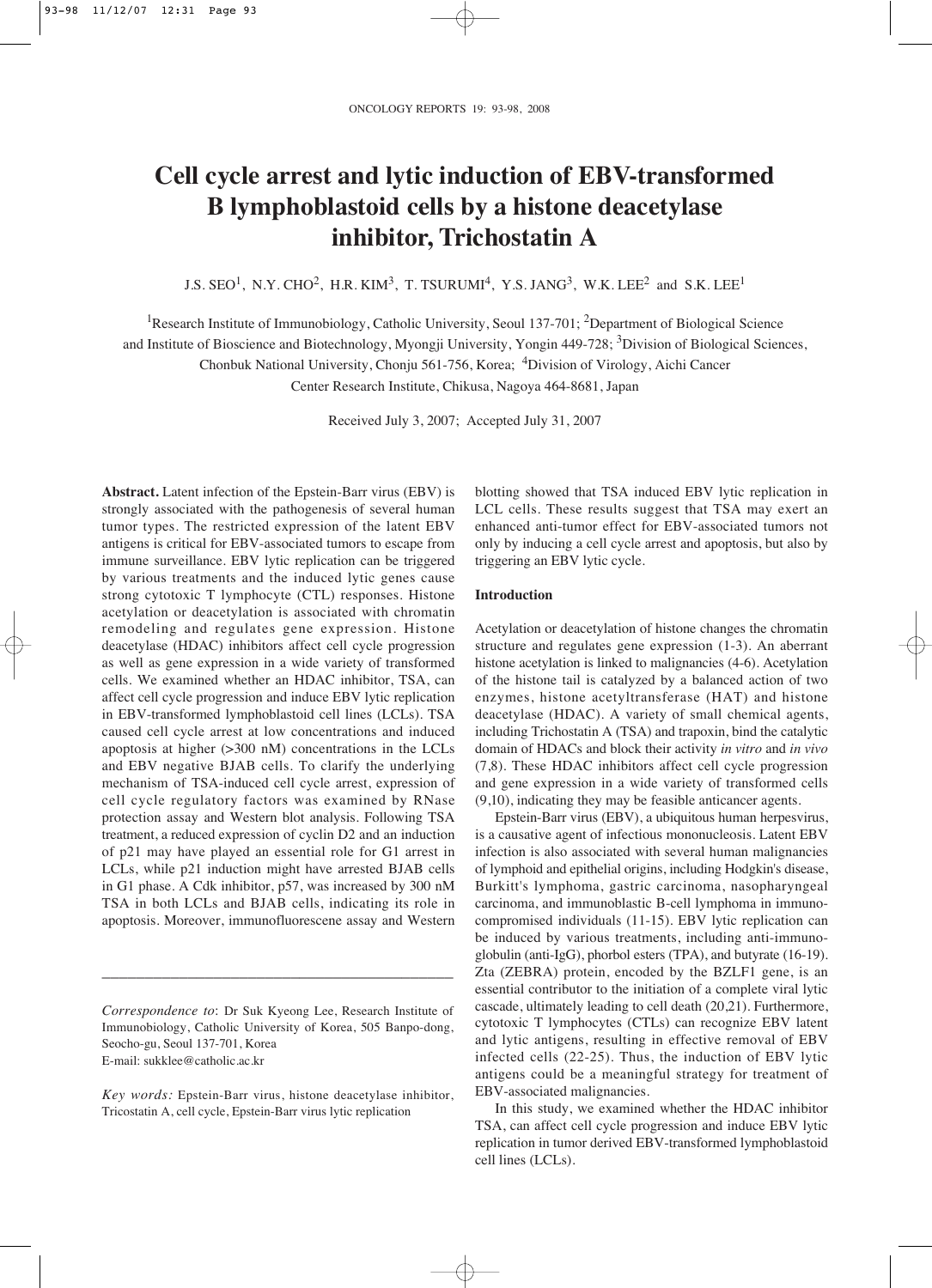# Cell cycle arrest and lytic induction of EBV-transformed B lymphoblastoid cells by a histone deacetylase inhibitor, Trichostatin A

J.S. SEO[1], N.Y. CHO[2], H.R. KIM[3], T. TSURUMI[4], Y.S. JANG[3], W.K. LEE[2] and S.K. LEE[1]

[1]Research Institute of Immunobiology, Catholic University, Seoul 137-701; [2]Department of Biological Science and Institute of Bioscience and Biotechnology, Myongji University, Yongin 449-728; [3]Division of Biological Sciences, Chonbuk National University, Chonju 561-756, Korea; [4]Division of Virology, Aichi Cancer Center Research Institute, Chikusa, Nagoya 464-8681, Japan

Received July 3, 2007; Accepted July 31, 2007

**Abstract.** Latent infection of the Epstein-Barr virus (EBV) is strongly associated with the pathogenesis of several human tumor types. The restricted expression of the latent EBV antigens is critical for EBV-associated tumors to escape from immune surveillance. EBV lytic replication can be triggered by various treatments and the induced lytic genes cause strong cytotoxic T lymphocyte (CTL) responses. Histone acetylation or deacetylation is associated with chromatin remodeling and regulates gene expression. Histone deacetylase (HDAC) inhibitors affect cell cycle progression as well as gene expression in a wide variety of transformed cells. We examined whether an HDAC inhibitor, TSA, can affect cell cycle progression and induce EBV lytic replication in EBV-transformed lymphoblastoid cell lines (LCLs). TSA caused cell cycle arrest at low concentrations and induced apoptosis at higher (>300 nM) concentrations in the LCLs and EBV negative BJAB cells. To clarify the underlying mechanism of TSA-induced cell cycle arrest, expression of cell cycle regulatory factors was examined by RNase protection assay and Western blot analysis. Following TSA treatment, a reduced expression of cyclin D2 and an induction of p21 may have played an essential role for G1 arrest in LCLs, while p21 induction might have arrested BJAB cells in G1 phase. A Cdk inhibitor, p57, was increased by 300 nM TSA in both LCLs and BJAB cells, indicating its role in apoptosis. Moreover, immunofluorescene assay and Western blotting showed that TSA induced EBV lytic replication in LCL cells. These results suggest that TSA may exert an enhanced anti-tumor effect for EBV-associated tumors not only by inducing a cell cycle arrest and apoptosis, but also by triggering an EBV lytic cycle.

## Introduction

Acetylation or deacetylation of histone changes the chromatin structure and regulates gene expression (1-3). An aberrant histone acetylation is linked to malignancies (4-6). Acetylation of the histone tail is catalyzed by a balanced action of two enzymes, histone acetyltransferase (HAT) and histone deacetylase (HDAC). A variety of small chemical agents, including Trichostatin A (TSA) and trapoxin, bind the catalytic domain of HDACs and block their activity *in vitro* and *in vivo* (7,8). These HDAC inhibitors affect cell cycle progression and gene expression in a wide variety of transformed cells (9,10), indicating they may be feasible anticancer agents.

Epstein-Barr virus (EBV), a ubiquitous human herpesvirus, is a causative agent of infectious mononucleosis. Latent EBV infection is also associated with several human malignancies of lymphoid and epithelial origins, including Hodgkin's disease, Burkitt's lymphoma, gastric carcinoma, nasopharyngeal carcinoma, and immunoblastic B-cell lymphoma in immunocompromised individuals (11-15). EBV lytic replication can be induced by various treatments, including anti-immunoglobulin (anti-IgG), phorbol esters (TPA), and butyrate (16-19). Zta (ZEBRA) protein, encoded by the BZLF1 gene, is an essential contributor to the initiation of a complete viral lytic cascade, ultimately leading to cell death (20,21). Furthermore, cytotoxic T lymphocytes (CTLs) can recognize EBV latent and lytic antigens, resulting in effective removal of EBV infected cells (22-25). Thus, the induction of EBV lytic antigens could be a meaningful strategy for treatment of EBV-associated malignancies.

In this study, we examined whether the HDAC inhibitor TSA, can affect cell cycle progression and induce EBV lytic replication in tumor derived EBV-transformed lymphoblastoid cell lines (LCLs).

---

*Correspondence to*: Dr Suk Kyeong Lee, Research Institute of Immunobiology, Catholic University of Korea, 505 Banpo-dong, Seocho-gu, Seoul 137-701, Korea
E-mail: sukklee@catholic.ac.kr

*Key words:* Epstein-Barr virus, histone deacetylase inhibitor, Tricostatin A, cell cycle, Epstein-Barr virus lytic replication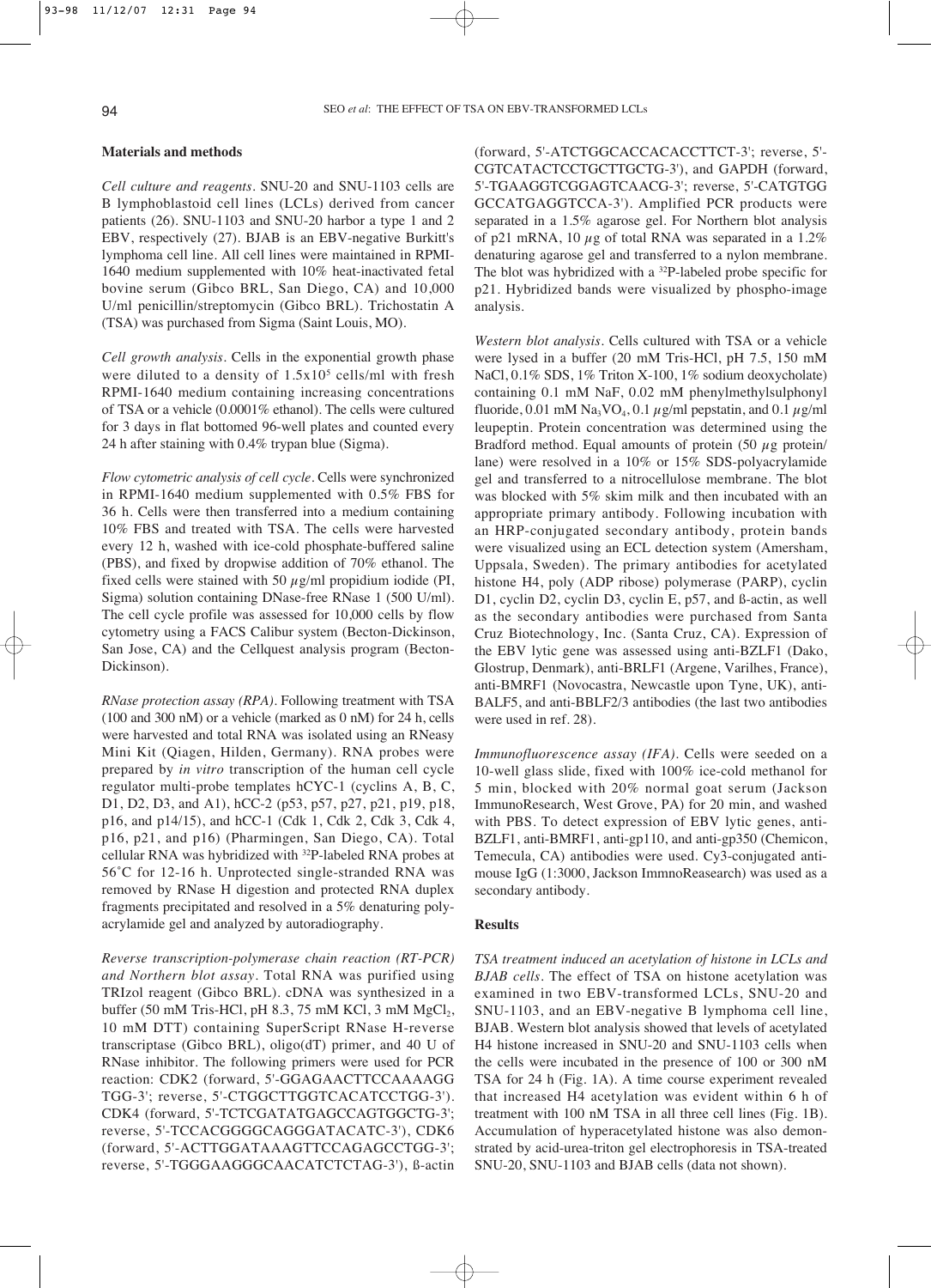## Materials and methods

*Cell culture and reagents.* SNU-20 and SNU-1103 cells are B lymphoblastoid cell lines (LCLs) derived from cancer patients (26). SNU-1103 and SNU-20 harbor a type 1 and 2 EBV, respectively (27). BJAB is an EBV-negative Burkitt's lymphoma cell line. All cell lines were maintained in RPMI-1640 medium supplemented with 10% heat-inactivated fetal bovine serum (Gibco BRL, San Diego, CA) and 10,000 U/ml penicillin/streptomycin (Gibco BRL). Trichostatin A (TSA) was purchased from Sigma (Saint Louis, MO).

*Cell growth analysis.* Cells in the exponential growth phase were diluted to a density of $1.5 \times 10^5$ cells/ml with fresh RPMI-1640 medium containing increasing concentrations of TSA or a vehicle (0.0001% ethanol). The cells were cultured for 3 days in flat bottomed 96-well plates and counted every 24 h after staining with 0.4% trypan blue (Sigma).

*Flow cytometric analysis of cell cycle.* Cells were synchronized in RPMI-1640 medium supplemented with 0.5% FBS for 36 h. Cells were then transferred into a medium containing 10% FBS and treated with TSA. The cells were harvested every 12 h, washed with ice-cold phosphate-buffered saline (PBS), and fixed by dropwise addition of 70% ethanol. The fixed cells were stained with 50 $\mu$g/ml propidium iodide (PI, Sigma) solution containing DNase-free RNase 1 (500 U/ml). The cell cycle profile was assessed for 10,000 cells by flow cytometry using a FACS Calibur system (Becton-Dickinson, San Jose, CA) and the Cellquest analysis program (Becton-Dickinson).

*RNase protection assay (RPA).* Following treatment with TSA (100 and 300 nM) or a vehicle (marked as 0 nM) for 24 h, cells were harvested and total RNA was isolated using an RNeasy Mini Kit (Qiagen, Hilden, Germany). RNA probes were prepared by *in vitro* transcription of the human cell cycle regulator multi-probe templates hCYC-1 (cyclins A, B, C, D1, D2, D3, and A1), hCC-2 (p53, p57, p27, p21, p19, p18, p16, and p14/15), and hCC-1 (Cdk 1, Cdk 2, Cdk 3, Cdk 4, p16, p21, and p16) (Pharmingen, San Diego, CA). Total cellular RNA was hybridized with $^{32}$P-labeled RNA probes at 56˚C for 12-16 h. Unprotected single-stranded RNA was removed by RNase H digestion and protected RNA duplex fragments precipitated and resolved in a 5% denaturing polyacrylamide gel and analyzed by autoradiography.

*Reverse transcription-polymerase chain reaction (RT-PCR) and Northern blot assay.* Total RNA was purified using TRIzol reagent (Gibco BRL). cDNA was synthesized in a buffer (50 mM Tris-HCl, pH 8.3, 75 mM KCl, 3 mM $MgCl_2$, 10 mM DTT) containing SuperScript RNase H-reverse transcriptase (Gibco BRL), oligo(dT) primer, and 40 U of RNase inhibitor. The following primers were used for PCR reaction: CDK2 (forward, 5'-GGAGAACTTCCAAAAGG TGG-3'; reverse, 5'-CTGGCTTGGTCACATCCTGG-3'). CDK4 (forward, 5'-TCTCGATATGAGCCAGTGGCTG-3'; reverse, 5'-TCCACGGGGCAGGGATACATC-3'), CDK6 (forward, 5'-ACTTGGATAAAGTTCCAGAGCCTGG-3'; reverse, 5'-TGGGAAGGGCAACATCTCTAG-3'), ß-actin (forward, 5'-ATCTGGCACCACACCTTCT-3'; reverse, 5'-CGTCATACTCCTGCTTGCTG-3'), and GAPDH (forward, 5'-TGAAGGTCGGAGTCAACG-3'; reverse, 5'-CATGTGG GCCATGAGGTCCA-3'). Amplified PCR products were separated in a 1.5% agarose gel. For Northern blot analysis of p21 mRNA, 10 $\mu$g of total RNA was separated in a 1.2% denaturing agarose gel and transferred to a nylon membrane. The blot was hybridized with a $^{32}$P-labeled probe specific for p21. Hybridized bands were visualized by phospho-image analysis.

*Western blot analysis.* Cells cultured with TSA or a vehicle were lysed in a buffer (20 mM Tris-HCl, pH 7.5, 150 mM NaCl, 0.1% SDS, 1% Triton X-100, 1% sodium deoxycholate) containing 0.1 mM NaF, 0.02 mM phenylmethylsulphonyl fluoride, 0.01 mM $Na_3VO_4$, 0.1 $\mu$g/ml pepstatin, and 0.1 $\mu$g/ml leupeptin. Protein concentration was determined using the Bradford method. Equal amounts of protein (50 $\mu$g protein/lane) were resolved in a 10% or 15% SDS-polyacrylamide gel and transferred to a nitrocellulose membrane. The blot was blocked with 5% skim milk and then incubated with an appropriate primary antibody. Following incubation with an HRP-conjugated secondary antibody, protein bands were visualized using an ECL detection system (Amersham, Uppsala, Sweden). The primary antibodies for acetylated histone H4, poly (ADP ribose) polymerase (PARP), cyclin D1, cyclin D2, cyclin D3, cyclin E, p57, and ß-actin, as well as the secondary antibodies were purchased from Santa Cruz Biotechnology, Inc. (Santa Cruz, CA). Expression of the EBV lytic gene was assessed using anti-BZLF1 (Dako, Glostrup, Denmark), anti-BRLF1 (Argene, Varilhes, France), anti-BMRF1 (Novocastra, Newcastle upon Tyne, UK), anti-BALF5, and anti-BBLF2/3 antibodies (the last two antibodies were used in ref. 28).

*Immunofluorescence assay (IFA).* Cells were seeded on a 10-well glass slide, fixed with 100% ice-cold methanol for 5 min, blocked with 20% normal goat serum (Jackson ImmunoResearch, West Grove, PA) for 20 min, and washed with PBS. To detect expression of EBV lytic genes, anti-BZLF1, anti-BMRF1, anti-gp110, and anti-gp350 (Chemicon, Temecula, CA) antibodies were used. Cy3-conjugated anti-mouse IgG (1:3000, Jackson ImmnoReasearch) was used as a secondary antibody.

## Results

*TSA treatment induced an acetylation of histone in LCLs and BJAB cells.* The effect of TSA on histone acetylation was examined in two EBV-transformed LCLs, SNU-20 and SNU-1103, and an EBV-negative B lymphoma cell line, BJAB. Western blot analysis showed that levels of acetylated H4 histone increased in SNU-20 and SNU-1103 cells when the cells were incubated in the presence of 100 or 300 nM TSA for 24 h (Fig. 1A). A time course experiment revealed that increased H4 acetylation was evident within 6 h of treatment with 100 nM TSA in all three cell lines (Fig. 1B). Accumulation of hyperacetylated histone was also demonstrated by acid-urea-triton gel electrophoresis in TSA-treated SNU-20, SNU-1103 and BJAB cells (data not shown).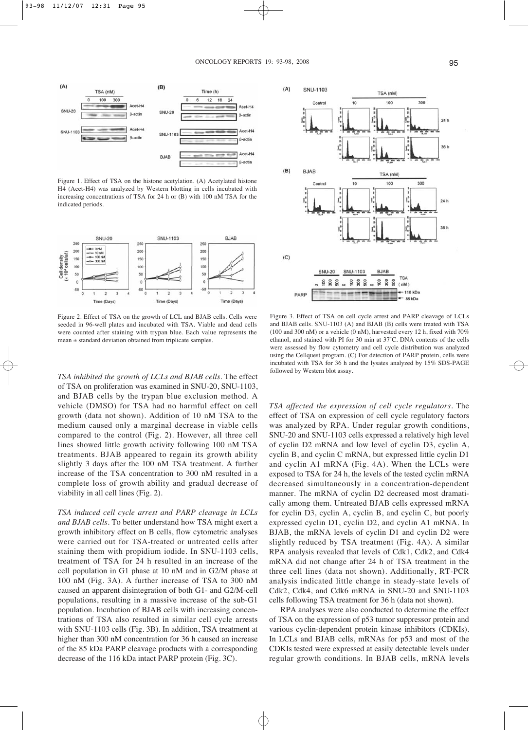Figure 1. Effect of TSA on the histone acetylation. (A) Acetylated histone H4 (Acet-H4) was analyzed by Western blotting in cells incubated with increasing concentrations of TSA for 24 h or (B) with 100 nM TSA for the indicated periods.

Figure 2. Effect of TSA on the growth of LCL and BJAB cells. Cells were seeded in 96-well plates and incubated with TSA. Viable and dead cells were counted after staining with trypan blue. Each value represents the mean ± standard deviation obtained from triplicate samples.

Figure 3. Effect of TSA on cell cycle arrest and PARP cleavage of LCLs and BJAB cells. SNU-1103 (A) and BJAB (B) cells were treated with TSA (100 and 300 nM) or a vehicle (0 nM), harvested every 12 h, fixed with 70% ethanol, and stained with PI for 30 min at 37˚C. DNA contents of the cells were assessed by flow cytometry and cell cycle distribution was analyzed using the Cellquest program. (C) For detection of PARP protein, cells were incubated with TSA for 36 h and the lysates analyzed by 15% SDS-PAGE followed by Western blot assay.

*TSA inhibited the growth of LCLs and BJAB cells.* The effect of TSA on proliferation was examined in SNU-20, SNU-1103, and BJAB cells by the trypan blue exclusion method. A vehicle (DMSO) for TSA had no harmful effect on cell growth (data not shown). Addition of 10 nM TSA to the medium caused only a marginal decrease in viable cells compared to the control (Fig. 2). However, all three cell lines showed little growth activity following 100 nM TSA treatments. BJAB appeared to regain its growth ability slightly 3 days after the 100 nM TSA treatment. A further increase of the TSA concentration to 300 nM resulted in a complete loss of growth ability and gradual decrease of viability in all cell lines (Fig. 2).

*TSA induced cell cycle arrest and PARP cleavage in LCLs and BJAB cells.* To better understand how TSA might exert a growth inhibitory effect on B cells, flow cytometric analyses were carried out for TSA-treated or untreated cells after staining them with propidium iodide. In SNU-1103 cells, treatment of TSA for 24 h resulted in an increase of the cell population in G1 phase at 10 nM and in G2/M phase at 100 nM (Fig. 3A). A further increase of TSA to 300 nM caused an apparent disintegration of both G1- and G2/M-cell populations, resulting in a massive increase of the sub-G1 population. Incubation of BJAB cells with increasing concentrations of TSA also resulted in similar cell cycle arrests with SNU-1103 cells (Fig. 3B). In addition, TSA treatment at higher than 300 nM concentration for 36 h caused an increase of the 85 kDa PARP cleavage products with a corresponding decrease of the 116 kDa intact PARP protein (Fig. 3C).

*TSA affected the expression of cell cycle regulators.* The effect of TSA on expression of cell cycle regulatory factors was analyzed by RPA. Under regular growth conditions, SNU-20 and SNU-1103 cells expressed a relatively high level of cyclin D2 mRNA and low level of cyclin D3, cyclin A, cyclin B, and cyclin C mRNA, but expressed little cyclin D1 and cyclin A1 mRNA (Fig. 4A). When the LCLs were exposed to TSA for 24 h, the levels of the tested cyclin mRNA decreased simultaneously in a concentration-dependent manner. The mRNA of cyclin D2 decreased most dramatically among them. Untreated BJAB cells expressed mRNA for cyclin D3, cyclin A, cyclin B, and cyclin C, but poorly expressed cyclin D1, cyclin D2, and cyclin A1 mRNA. In BJAB, the mRNA levels of cyclin D1 and cyclin D2 were slightly reduced by TSA treatment (Fig. 4A). A similar RPA analysis revealed that levels of Cdk1, Cdk2, and Cdk4 mRNA did not change after 24 h of TSA treatment in the three cell lines (data not shown). Additionally, RT-PCR analysis indicated little change in steady-state levels of Cdk2, Cdk4, and Cdk6 mRNA in SNU-20 and SNU-1103 cells following TSA treatment for 36 h (data not shown).

RPA analyses were also conducted to determine the effect of TSA on the expression of p53 tumor suppressor protein and various cyclin-dependent protein kinase inhibitors (CDKIs). In LCLs and BJAB cells, mRNAs for p53 and most of the CDKIs tested were expressed at easily detectable levels under regular growth conditions. In BJAB cells, mRNA levels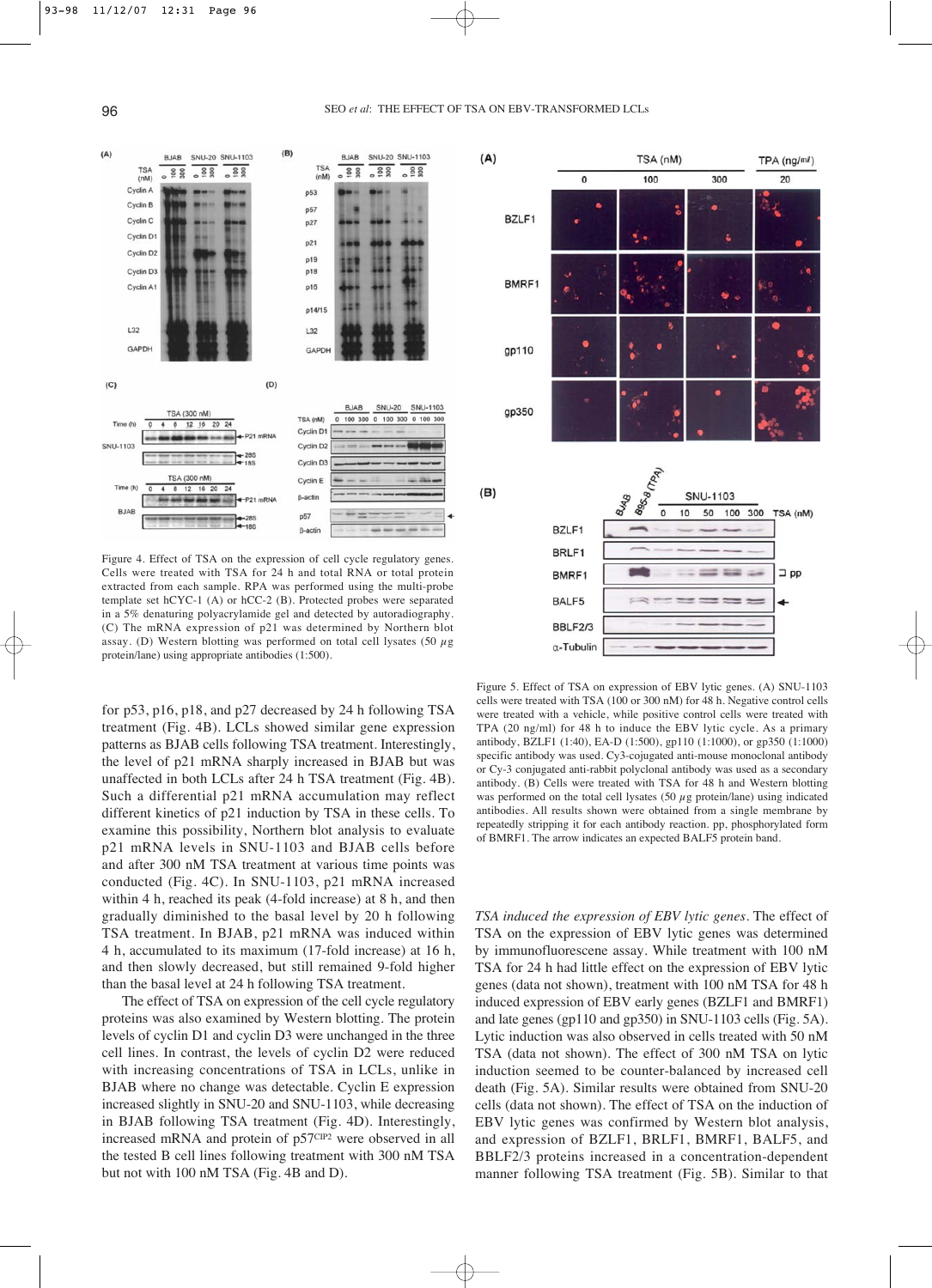Figure 4. Effect of TSA on the expression of cell cycle regulatory genes. Cells were treated with TSA for 24 h and total RNA or total protein extracted from each sample. RPA was performed using the multi-probe template set hCYC-1 (A) or hCC-2 (B). Protected probes were separated in a 5% denaturing polyacrylamide gel and detected by autoradiography. (C) The mRNA expression of p21 was determined by Northern blot assay. (D) Western blotting was performed on total cell lysates (50 $\mu$g protein/lane) using appropriate antibodies (1:500).

Figure 5. Effect of TSA on expression of EBV lytic genes. (A) SNU-1103 cells were treated with TSA (100 or 300 nM) for 48 h. Negative control cells were treated with a vehicle, while positive control cells were treated with TPA (20 ng/ml) for 48 h to induce the EBV lytic cycle. As a primary antibody, BZLF1 (1:40), EA-D (1:500), gp110 (1:1000), or gp350 (1:1000) specific antibody was used. Cy3-cojugated anti-mouse monoclonal antibody or Cy-3 conjugated anti-rabbit polyclonal antibody was used as a secondary antibody. (B) Cells were treated with TSA for 48 h and Western blotting was performed on the total cell lysates (50 $\mu$g protein/lane) using indicated antibodies. All results shown were obtained from a single membrane by repeatedly stripping it for each antibody reaction. pp, phosphorylated form of BMRF1. The arrow indicates an expected BALF5 protein band.

for p53, p16, p18, and p27 decreased by 24 h following TSA treatment (Fig. 4B). LCLs showed similar gene expression patterns as BJAB cells following TSA treatment. Interestingly, the level of p21 mRNA sharply increased in BJAB but was unaffected in both LCLs after 24 h TSA treatment (Fig. 4B). Such a differential p21 mRNA accumulation may reflect different kinetics of p21 induction by TSA in these cells. To examine this possibility, Northern blot analysis to evaluate p21 mRNA levels in SNU-1103 and BJAB cells before and after 300 nM TSA treatment at various time points was conducted (Fig. 4C). In SNU-1103, p21 mRNA increased within 4 h, reached its peak (4-fold increase) at 8 h, and then gradually diminished to the basal level by 20 h following TSA treatment. In BJAB, p21 mRNA was induced within 4 h, accumulated to its maximum (17-fold increase) at 16 h, and then slowly decreased, but still remained 9-fold higher than the basal level at 24 h following TSA treatment.

The effect of TSA on expression of the cell cycle regulatory proteins was also examined by Western blotting. The protein levels of cyclin D1 and cyclin D3 were unchanged in the three cell lines. In contrast, the levels of cyclin D2 were reduced with increasing concentrations of TSA in LCLs, unlike in BJAB where no change was detectable. Cyclin E expression increased slightly in SNU-20 and SNU-1103, while decreasing in BJAB following TSA treatment (Fig. 4D). Interestingly, increased mRNA and protein of p57[CIP2] were observed in all the tested B cell lines following treatment with 300 nM TSA but not with 100 nM TSA (Fig. 4B and D).

*TSA induced the expression of EBV lytic genes*. The effect of TSA on the expression of EBV lytic genes was determined by immunofluorescene assay. While treatment with 100 nM TSA for 24 h had little effect on the expression of EBV lytic genes (data not shown), treatment with 100 nM TSA for 48 h induced expression of EBV early genes (BZLF1 and BMRF1) and late genes (gp110 and gp350) in SNU-1103 cells (Fig. 5A). Lytic induction was also observed in cells treated with 50 nM TSA (data not shown). The effect of 300 nM TSA on lytic induction seemed to be counter-balanced by increased cell death (Fig. 5A). Similar results were obtained from SNU-20 cells (data not shown). The effect of TSA on the induction of EBV lytic genes was confirmed by Western blot analysis, and expression of BZLF1, BRLF1, BMRF1, BALF5, and BBLF2/3 proteins increased in a concentration-dependent manner following TSA treatment (Fig. 5B). Similar to that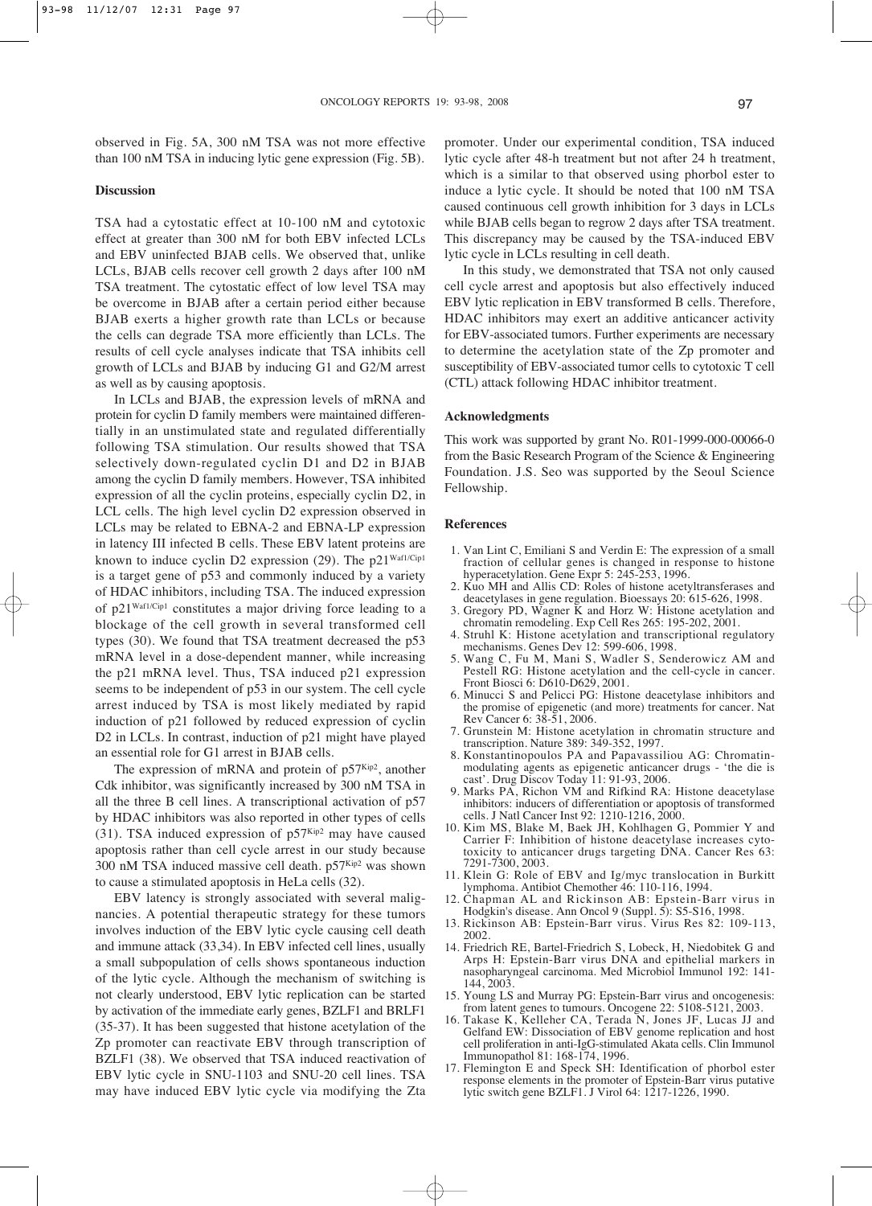observed in Fig. 5A, 300 nM TSA was not more effective than 100 nM TSA in inducing lytic gene expression (Fig. 5B).

## Discussion

TSA had a cytostatic effect at 10-100 nM and cytotoxic effect at greater than 300 nM for both EBV infected LCLs and EBV uninfected BJAB cells. We observed that, unlike LCLs, BJAB cells recover cell growth 2 days after 100 nM TSA treatment. The cytostatic effect of low level TSA may be overcome in BJAB after a certain period either because BJAB exerts a higher growth rate than LCLs or because the cells can degrade TSA more efficiently than LCLs. The results of cell cycle analyses indicate that TSA inhibits cell growth of LCLs and BJAB by inducing G1 and G2/M arrest as well as by causing apoptosis.

In LCLs and BJAB, the expression levels of mRNA and protein for cyclin D family members were maintained differentially in an unstimulated state and regulated differentially following TSA stimulation. Our results showed that TSA selectively down-regulated cyclin D1 and D2 in BJAB among the cyclin D family members. However, TSA inhibited expression of all the cyclin proteins, especially cyclin D2, in LCL cells. The high level cyclin D2 expression observed in LCLs may be related to EBNA-2 and EBNA-LP expression in latency III infected B cells. These EBV latent proteins are known to induce cyclin D2 expression (29). The $p21^{Waf1/Cip1}$ is a target gene of p53 and commonly induced by a variety of HDAC inhibitors, including TSA. The induced expression of $p21^{Waf1/Cip1}$ constitutes a major driving force leading to a blockage of the cell growth in several transformed cell types (30). We found that TSA treatment decreased the p53 mRNA level in a dose-dependent manner, while increasing the p21 mRNA level. Thus, TSA induced p21 expression seems to be independent of p53 in our system. The cell cycle arrest induced by TSA is most likely mediated by rapid induction of p21 followed by reduced expression of cyclin D2 in LCLs. In contrast, induction of p21 might have played an essential role for G1 arrest in BJAB cells.

The expression of mRNA and protein of $p57^{Kip2}$, another Cdk inhibitor, was significantly increased by 300 nM TSA in all the three B cell lines. A transcriptional activation of p57 by HDAC inhibitors was also reported in other types of cells (31). TSA induced expression of $p57^{Kip2}$ may have caused apoptosis rather than cell cycle arrest in our study because 300 nM TSA induced massive cell death. $p57^{Kip2}$ was shown to cause a stimulated apoptosis in HeLa cells (32).

EBV latency is strongly associated with several malignancies. A potential therapeutic strategy for these tumors involves induction of the EBV lytic cycle causing cell death and immune attack (33,34). In EBV infected cell lines, usually a small subpopulation of cells shows spontaneous induction of the lytic cycle. Although the mechanism of switching is not clearly understood, EBV lytic replication can be started by activation of the immediate early genes, BZLF1 and BRLF1 (35-37). It has been suggested that histone acetylation of the Zp promoter can reactivate EBV through transcription of BZLF1 (38). We observed that TSA induced reactivation of EBV lytic cycle in SNU-1103 and SNU-20 cell lines. TSA may have induced EBV lytic cycle via modifying the Zta promoter. Under our experimental condition, TSA induced lytic cycle after 48-h treatment but not after 24 h treatment, which is a similar to that observed using phorbol ester to induce a lytic cycle. It should be noted that 100 nM TSA caused continuous cell growth inhibition for 3 days in LCLs while BJAB cells began to regrow 2 days after TSA treatment. This discrepancy may be caused by the TSA-induced EBV lytic cycle in LCLs resulting in cell death.

In this study, we demonstrated that TSA not only caused cell cycle arrest and apoptosis but also effectively induced EBV lytic replication in EBV transformed B cells. Therefore, HDAC inhibitors may exert an additive anticancer activity for EBV-associated tumors. Further experiments are necessary to determine the acetylation state of the Zp promoter and susceptibility of EBV-associated tumor cells to cytotoxic T cell (CTL) attack following HDAC inhibitor treatment.

## Acknowledgments

This work was supported by grant No. R01-1999-000-00066-0 from the Basic Research Program of the Science & Engineering Foundation. J.S. Seo was supported by the Seoul Science Fellowship.

## References

1. Van Lint C, Emiliani S and Verdin E: The expression of a small fraction of cellular genes is changed in response to histone hyperacetylation. Gene Expr 5: 245-253, 1996.
2. Kuo MH and Allis CD: Roles of histone acetyltransferases and deacetylases in gene regulation. Bioessays 20: 615-626, 1998.
3. Gregory PD, Wagner K and Horz W: Histone acetylation and chromatin remodeling. Exp Cell Res 265: 195-202, 2001.
4. Struhl K: Histone acetylation and transcriptional regulatory mechanisms. Genes Dev 12: 599-606, 1998.
5. Wang C, Fu M, Mani S, Wadler S, Senderowicz AM and Pestell RG: Histone acetylation and the cell-cycle in cancer. Front Biosci 6: D610-D629, 2001.
6. Minucci S and Pelicci PG: Histone deacetylase inhibitors and the promise of epigenetic (and more) treatments for cancer. Nat Rev Cancer 6: 38-51, 2006.
7. Grunstein M: Histone acetylation in chromatin structure and transcription. Nature 389: 349-352, 1997.
8. Konstantinopoulos PA and Papavassiliou AG: Chromatin-modulating agents as epigenetic anticancer drugs - 'the die is cast'. Drug Discov Today 11: 91-93, 2006.
9. Marks PA, Richon VM and Rifkind RA: Histone deacetylase inhibitors: inducers of differentiation or apoptosis of transformed cells. J Natl Cancer Inst 92: 1210-1216, 2000.
10. Kim MS, Blake M, Baek JH, Kohlhagen G, Pommier Y and Carrier F: Inhibition of histone deacetylase increases cytotoxicity to anticancer drugs targeting DNA. Cancer Res 63: 7291-7300, 2003.
11. Klein G: Role of EBV and Ig/myc translocation in Burkitt lymphoma. Antibiot Chemother 46: 110-116, 1994.
12. Chapman AL and Rickinson AB: Epstein-Barr virus in Hodgkin's disease. Ann Oncol 9 (Suppl. 5): S5-S16, 1998.
13. Rickinson AB: Epstein-Barr virus. Virus Res 82: 109-113, 2002.
14. Friedrich RE, Bartel-Friedrich S, Lobeck, H, Niedobitek G and Arps H: Epstein-Barr virus DNA and epithelial markers in nasopharyngeal carcinoma. Med Microbiol Immunol 192: 141-144, 2003.
15. Young LS and Murray PG: Epstein-Barr virus and oncogenesis: from latent genes to tumours. Oncogene 22: 5108-5121, 2003.
16. Takase K, Kelleher CA, Terada N, Jones JF, Lucas JJ and Gelfand EW: Dissociation of EBV genome replication and host cell proliferation in anti-IgG-stimulated Akata cells. Clin Immunol Immunopathol 81: 168-174, 1996.
17. Flemington E and Speck SH: Identification of phorbol ester response elements in the promoter of Epstein-Barr virus putative lytic switch gene BZLF1. J Virol 64: 1217-1226, 1990.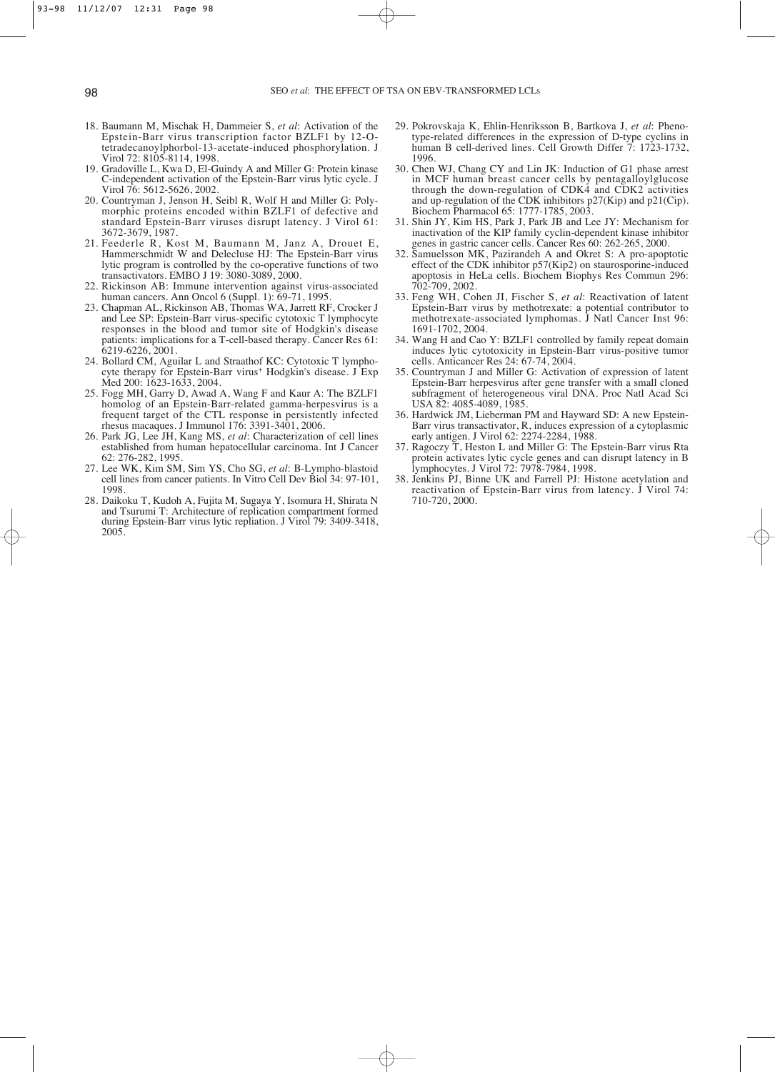18. Baumann M, Mischak H, Dammeier S, *et al*: Activation of the Epstein-Barr virus transcription factor BZLF1 by 12-O-tetradecanoylphorbol-13-acetate-induced phosphorylation. J Virol 72: 8105-8114, 1998.
19. Gradoville L, Kwa D, El-Guindy A and Miller G: Protein kinase C-independent activation of the Epstein-Barr virus lytic cycle. J Virol 76: 5612-5626, 2002.
20. Countryman J, Jenson H, Seibl R, Wolf H and Miller G: Polymorphic proteins encoded within BZLF1 of defective and standard Epstein-Barr viruses disrupt latency. J Virol 61: 3672-3679, 1987.
21. Feederle R, Kost M, Baumann M, Janz A, Drouet E, Hammerschmidt W and Delecluse HJ: The Epstein-Barr virus lytic program is controlled by the co-operative functions of two transactivators. EMBO J 19: 3080-3089, 2000.
22. Rickinson AB: Immune intervention against virus-associated human cancers. Ann Oncol 6 (Suppl. 1): 69-71, 1995.
23. Chapman AL, Rickinson AB, Thomas WA, Jarrett RF, Crocker J and Lee SP: Epstein-Barr virus-specific cytotoxic T lymphocyte responses in the blood and tumor site of Hodgkin's disease patients: implications for a T-cell-based therapy. Cancer Res 61: 6219-6226, 2001.
24. Bollard CM, Aguilar L and Straathof KC: Cytotoxic T lymphocyte therapy for Epstein-Barr virus+ Hodgkin's disease. J Exp Med 200: 1623-1633, 2004.
25. Fogg MH, Garry D, Awad A, Wang F and Kaur A: The BZLF1 homolog of an Epstein-Barr-related gamma-herpesvirus is a frequent target of the CTL response in persistently infected rhesus macaques. J Immunol 176: 3391-3401, 2006.
26. Park JG, Lee JH, Kang MS, *et al*: Characterization of cell lines established from human hepatocellular carcinoma. Int J Cancer 62: 276-282, 1995.
27. Lee WK, Kim SM, Sim YS, Cho SG, *et al*: B-Lympho-blastoid cell lines from cancer patients. In Vitro Cell Dev Biol 34: 97-101, 1998.
28. Daikoku T, Kudoh A, Fujita M, Sugaya Y, Isomura H, Shirata N and Tsurumi T: Architecture of replication compartment formed during Epstein-Barr virus lytic repliation. J Virol 79: 3409-3418, 2005.
29. Pokrovskaja K, Ehlin-Henriksson B, Bartkova J, *et al*: Phenotype-related differences in the expression of D-type cyclins in human B cell-derived lines. Cell Growth Differ 7: 1723-1732, 1996.
30. Chen WJ, Chang CY and Lin JK: Induction of G1 phase arrest in MCF human breast cancer cells by pentagalloylglucose through the down-regulation of CDK4 and CDK2 activities and up-regulation of the CDK inhibitors p27(Kip) and p21(Cip). Biochem Pharmacol 65: 1777-1785, 2003.
31. Shin JY, Kim HS, Park J, Park JB and Lee JY: Mechanism for inactivation of the KIP family cyclin-dependent kinase inhibitor genes in gastric cancer cells. Cancer Res 60: 262-265, 2000.
32. Samuelsson MK, Pazirandeh A and Okret S: A pro-apoptotic effect of the CDK inhibitor p57(Kip2) on staurosporine-induced apoptosis in HeLa cells. Biochem Biophys Res Commun 296: 702-709, 2002.
33. Feng WH, Cohen JI, Fischer S, *et al*: Reactivation of latent Epstein-Barr virus by methotrexate: a potential contributor to methotrexate-associated lymphomas. J Natl Cancer Inst 96: 1691-1702, 2004.
34. Wang H and Cao Y: BZLF1 controlled by family repeat domain induces lytic cytotoxicity in Epstein-Barr virus-positive tumor cells. Anticancer Res 24: 67-74, 2004.
35. Countryman J and Miller G: Activation of expression of latent Epstein-Barr herpesvirus after gene transfer with a small cloned subfragment of heterogeneous viral DNA. Proc Natl Acad Sci USA 82: 4085-4089, 1985.
36. Hardwick JM, Lieberman PM and Hayward SD: A new Epstein-Barr virus transactivator, R, induces expression of a cytoplasmic early antigen. J Virol 62: 2274-2284, 1988.
37. Ragoczy T, Heston L and Miller G: The Epstein-Barr virus Rta protein activates lytic cycle genes and can disrupt latency in B lymphocytes. J Virol 72: 7978-7984, 1998.
38. Jenkins PJ, Binne UK and Farrell PJ: Histone acetylation and reactivation of Epstein-Barr virus from latency. J Virol 74: 710-720, 2000.